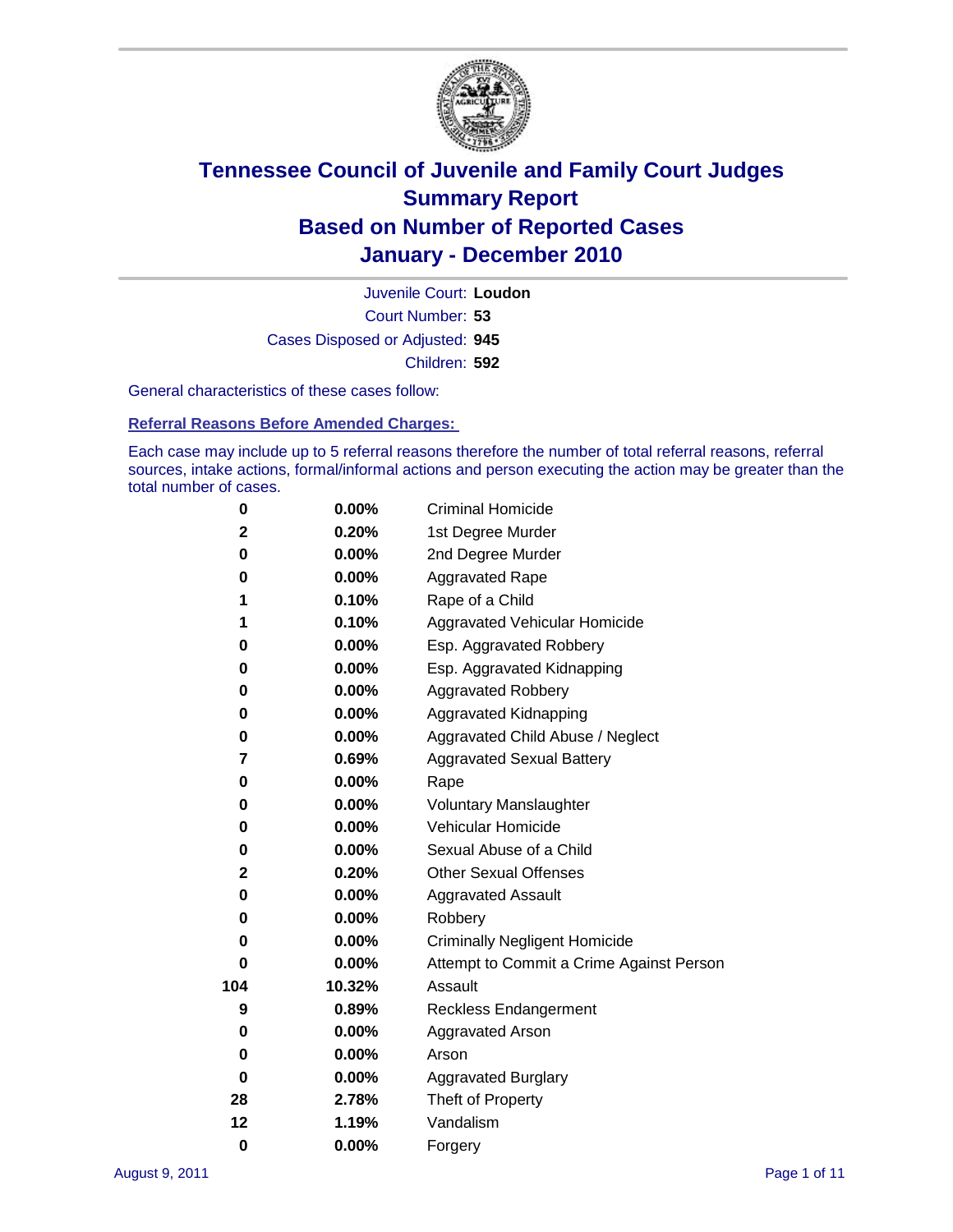# Tennessee Council of Juvenile and Family Court Judges
## Summary Report
## Based on Number of Reported Cases
## January - December 2010

Juvenile Court: **Loudon**

Court Number: **53**

Cases Disposed or Adjusted: **945**

Children: **592**

General characteristics of these cases follow:

### Referral Reasons Before Amended Charges:

Each case may include up to 5 referral reasons therefore the number of total referral reasons, referral sources, intake actions, formal/informal actions and person executing the action may be greater than the total number of cases.

| Count | Percent | Referral Reason |
|---|---|---|
| 0 | 0.00% | Criminal Homicide |
| 2 | 0.20% | 1st Degree Murder |
| 0 | 0.00% | 2nd Degree Murder |
| 0 | 0.00% | Aggravated Rape |
| 1 | 0.10% | Rape of a Child |
| 1 | 0.10% | Aggravated Vehicular Homicide |
| 0 | 0.00% | Esp. Aggravated Robbery |
| 0 | 0.00% | Esp. Aggravated Kidnapping |
| 0 | 0.00% | Aggravated Robbery |
| 0 | 0.00% | Aggravated Kidnapping |
| 0 | 0.00% | Aggravated Child Abuse / Neglect |
| 7 | 0.69% | Aggravated Sexual Battery |
| 0 | 0.00% | Rape |
| 0 | 0.00% | Voluntary Manslaughter |
| 0 | 0.00% | Vehicular Homicide |
| 0 | 0.00% | Sexual Abuse of a Child |
| 2 | 0.20% | Other Sexual Offenses |
| 0 | 0.00% | Aggravated Assault |
| 0 | 0.00% | Robbery |
| 0 | 0.00% | Criminally Negligent Homicide |
| 0 | 0.00% | Attempt to Commit a Crime Against Person |
| 104 | 10.32% | Assault |
| 9 | 0.89% | Reckless Endangerment |
| 0 | 0.00% | Aggravated Arson |
| 0 | 0.00% | Arson |
| 0 | 0.00% | Aggravated Burglary |
| 28 | 2.78% | Theft of Property |
| 12 | 1.19% | Vandalism |
| 0 | 0.00% | Forgery |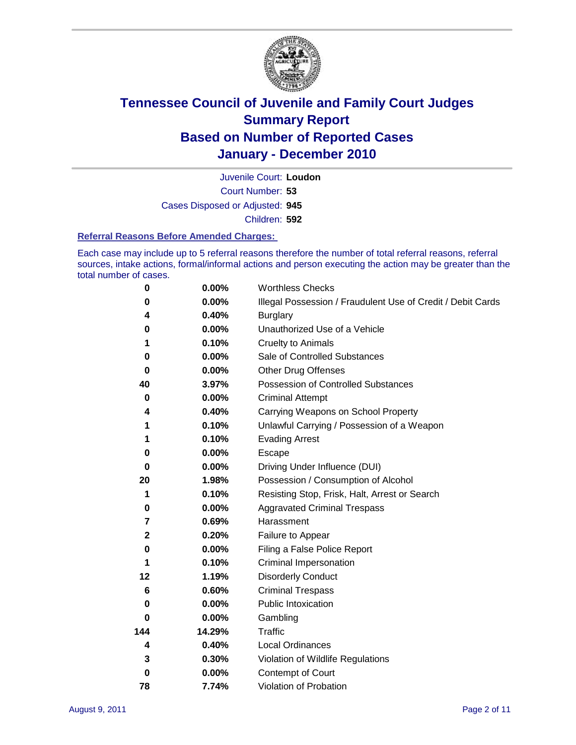# Tennessee Council of Juvenile and Family Court Judges
# Summary Report
# Based on Number of Reported Cases
# January - December 2010

Juvenile Court: **Loudon**

Court Number: **53**

Cases Disposed or Adjusted: **945**

Children: **592**

### Referral Reasons Before Amended Charges:

Each case may include up to 5 referral reasons therefore the number of total referral reasons, referral sources, intake actions, formal/informal actions and person executing the action may be greater than the total number of cases.

| | | |
|---|---|---|
| **0** | **0.00%** | Worthless Checks |
| **0** | **0.00%** | Illegal Possession / Fraudulent Use of Credit / Debit Cards |
| **4** | **0.40%** | Burglary |
| **0** | **0.00%** | Unauthorized Use of a Vehicle |
| **1** | **0.10%** | Cruelty to Animals |
| **0** | **0.00%** | Sale of Controlled Substances |
| **0** | **0.00%** | Other Drug Offenses |
| **40** | **3.97%** | Possession of Controlled Substances |
| **0** | **0.00%** | Criminal Attempt |
| **4** | **0.40%** | Carrying Weapons on School Property |
| **1** | **0.10%** | Unlawful Carrying / Possession of a Weapon |
| **1** | **0.10%** | Evading Arrest |
| **0** | **0.00%** | Escape |
| **0** | **0.00%** | Driving Under Influence (DUI) |
| **20** | **1.98%** | Possession / Consumption of Alcohol |
| **1** | **0.10%** | Resisting Stop, Frisk, Halt, Arrest or Search |
| **0** | **0.00%** | Aggravated Criminal Trespass |
| **7** | **0.69%** | Harassment |
| **2** | **0.20%** | Failure to Appear |
| **0** | **0.00%** | Filing a False Police Report |
| **1** | **0.10%** | Criminal Impersonation |
| **12** | **1.19%** | Disorderly Conduct |
| **6** | **0.60%** | Criminal Trespass |
| **0** | **0.00%** | Public Intoxication |
| **0** | **0.00%** | Gambling |
| **144** | **14.29%** | Traffic |
| **4** | **0.40%** | Local Ordinances |
| **3** | **0.30%** | Violation of Wildlife Regulations |
| **0** | **0.00%** | Contempt of Court |
| **78** | **7.74%** | Violation of Probation |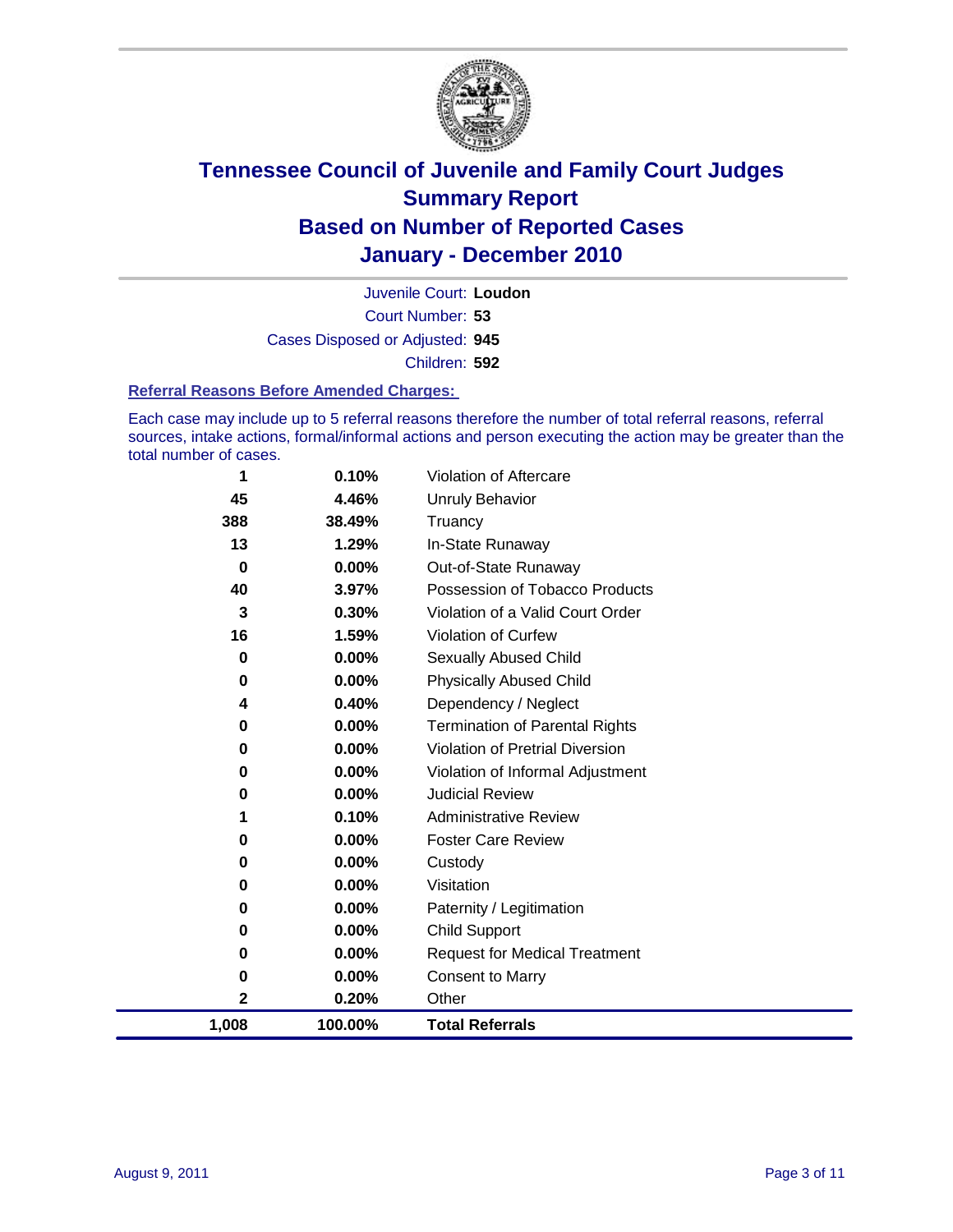# Tennessee Council of Juvenile and Family Court Judges
## Summary Report
## Based on Number of Reported Cases
## January - December 2010

Juvenile Court: **Loudon**

Court Number: **53**

Cases Disposed or Adjusted: **945**

Children: **592**

### Referral Reasons Before Amended Charges:

Each case may include up to 5 referral reasons therefore the number of total referral reasons, referral sources, intake actions, formal/informal actions and person executing the action may be greater than the total number of cases.

| | | |
|---|---|---|
| 1 | 0.10% | Violation of Aftercare |
| 45 | 4.46% | Unruly Behavior |
| 388 | 38.49% | Truancy |
| 13 | 1.29% | In-State Runaway |
| 0 | 0.00% | Out-of-State Runaway |
| 40 | 3.97% | Possession of Tobacco Products |
| 3 | 0.30% | Violation of a Valid Court Order |
| 16 | 1.59% | Violation of Curfew |
| 0 | 0.00% | Sexually Abused Child |
| 0 | 0.00% | Physically Abused Child |
| 4 | 0.40% | Dependency / Neglect |
| 0 | 0.00% | Termination of Parental Rights |
| 0 | 0.00% | Violation of Pretrial Diversion |
| 0 | 0.00% | Violation of Informal Adjustment |
| 0 | 0.00% | Judicial Review |
| 1 | 0.10% | Administrative Review |
| 0 | 0.00% | Foster Care Review |
| 0 | 0.00% | Custody |
| 0 | 0.00% | Visitation |
| 0 | 0.00% | Paternity / Legitimation |
| 0 | 0.00% | Child Support |
| 0 | 0.00% | Request for Medical Treatment |
| 0 | 0.00% | Consent to Marry |
| 2 | 0.20% | Other |
| **1,008** | **100.00%** | **Total Referrals** |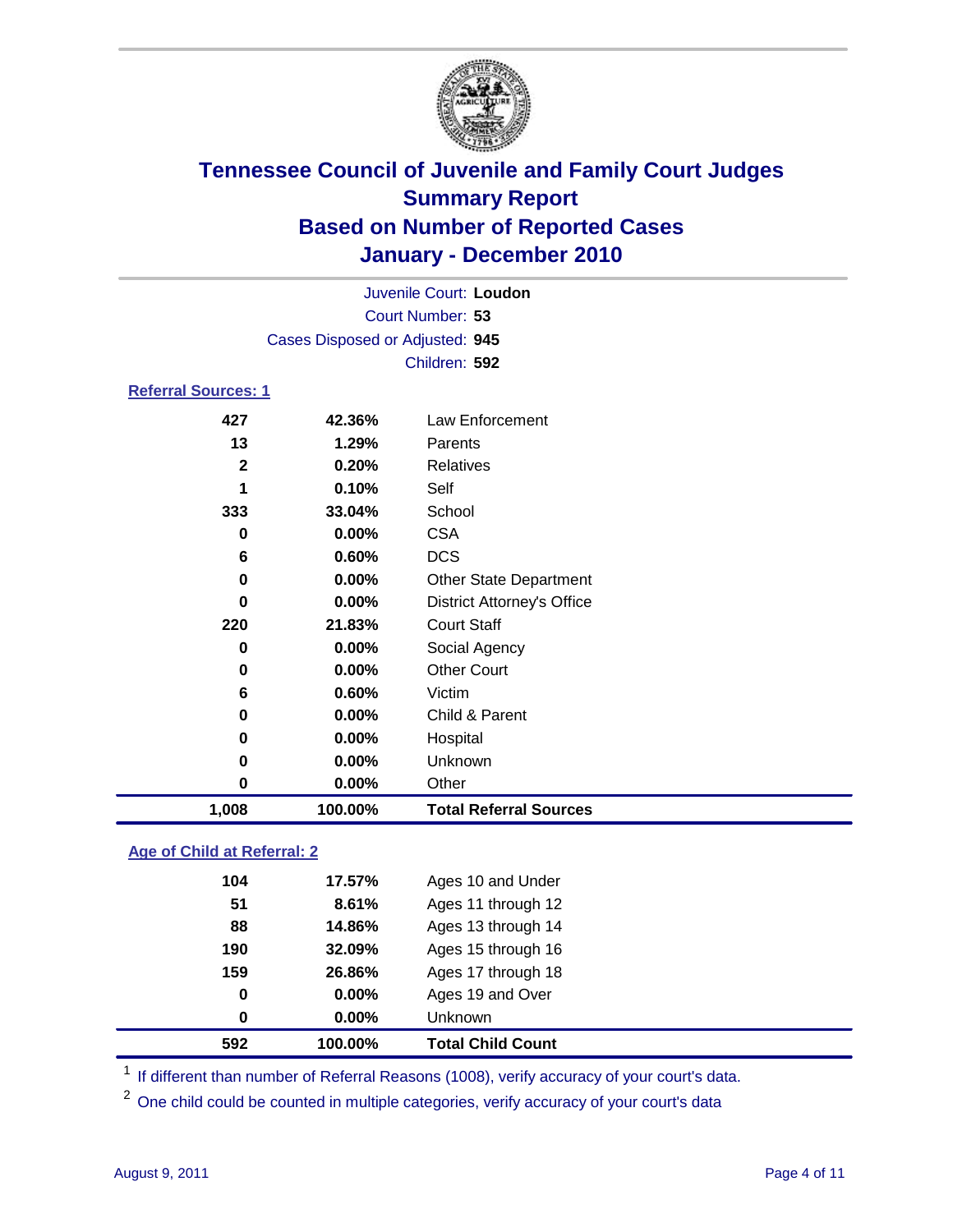# Tennessee Council of Juvenile and Family Court Judges
## Summary Report
## Based on Number of Reported Cases
## January - December 2010

Juvenile Court: **Loudon**
Court Number: **53**
Cases Disposed or Adjusted: **945**
Children: **592**

### Referral Sources: 1

| | | |
|---|---|---|
| 427 | 42.36% | Law Enforcement |
| 13 | 1.29% | Parents |
| 2 | 0.20% | Relatives |
| 1 | 0.10% | Self |
| 333 | 33.04% | School |
| 0 | 0.00% | CSA |
| 6 | 0.60% | DCS |
| 0 | 0.00% | Other State Department |
| 0 | 0.00% | District Attorney's Office |
| 220 | 21.83% | Court Staff |
| 0 | 0.00% | Social Agency |
| 0 | 0.00% | Other Court |
| 6 | 0.60% | Victim |
| 0 | 0.00% | Child & Parent |
| 0 | 0.00% | Hospital |
| 0 | 0.00% | Unknown |
| 0 | 0.00% | Other |
| **1,008** | **100.00%** | **Total Referral Sources** |

### Age of Child at Referral: 2

| | | |
|---|---|---|
| 104 | 17.57% | Ages 10 and Under |
| 51 | 8.61% | Ages 11 through 12 |
| 88 | 14.86% | Ages 13 through 14 |
| 190 | 32.09% | Ages 15 through 16 |
| 159 | 26.86% | Ages 17 through 18 |
| 0 | 0.00% | Ages 19 and Over |
| 0 | 0.00% | Unknown |
| **592** | **100.00%** | **Total Child Count** |

[1] If different than number of Referral Reasons (1008), verify accuracy of your court's data.

[2] One child could be counted in multiple categories, verify accuracy of your court's data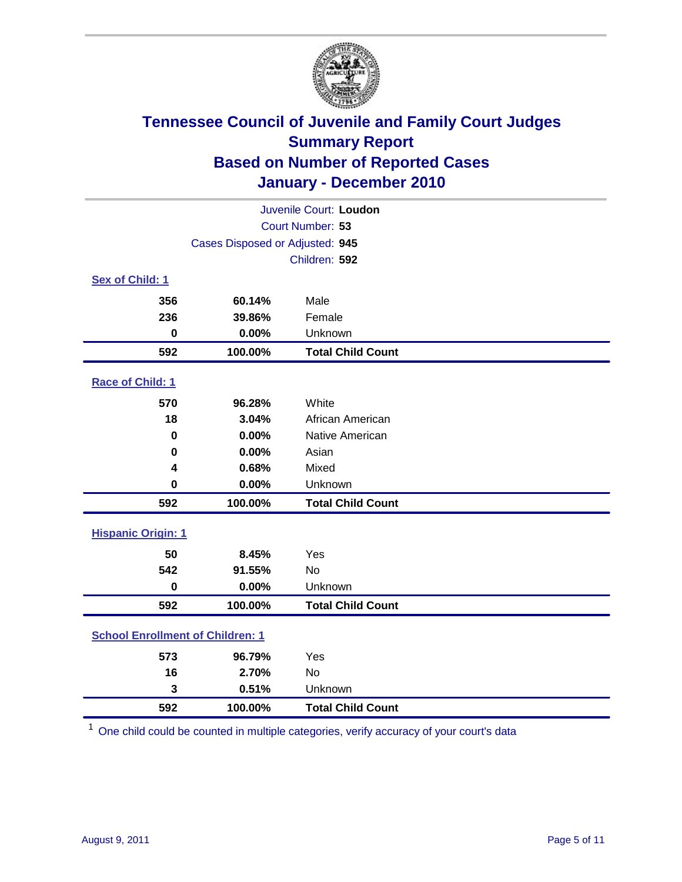# Tennessee Council of Juvenile and Family Court Judges
## Summary Report
## Based on Number of Reported Cases
## January - December 2010

Juvenile Court: **Loudon**

Court Number: **53**

Cases Disposed or Adjusted: **945**

Children: **592**

### Sex of Child: 1

| | | |
|---|---|---|
| 356 | 60.14% | Male |
| 236 | 39.86% | Female |
| 0 | 0.00% | Unknown |
| **592** | **100.00%** | **Total Child Count** |

### Race of Child: 1

| | | |
|---|---|---|
| 570 | 96.28% | White |
| 18 | 3.04% | African American |
| 0 | 0.00% | Native American |
| 0 | 0.00% | Asian |
| 4 | 0.68% | Mixed |
| 0 | 0.00% | Unknown |
| **592** | **100.00%** | **Total Child Count** |

### Hispanic Origin: 1

| | | |
|---|---|---|
| 50 | 8.45% | Yes |
| 542 | 91.55% | No |
| 0 | 0.00% | Unknown |
| **592** | **100.00%** | **Total Child Count** |

### School Enrollment of Children: 1

| | | |
|---|---|---|
| 573 | 96.79% | Yes |
| 16 | 2.70% | No |
| 3 | 0.51% | Unknown |
| **592** | **100.00%** | **Total Child Count** |

[1] One child could be counted in multiple categories, verify accuracy of your court's data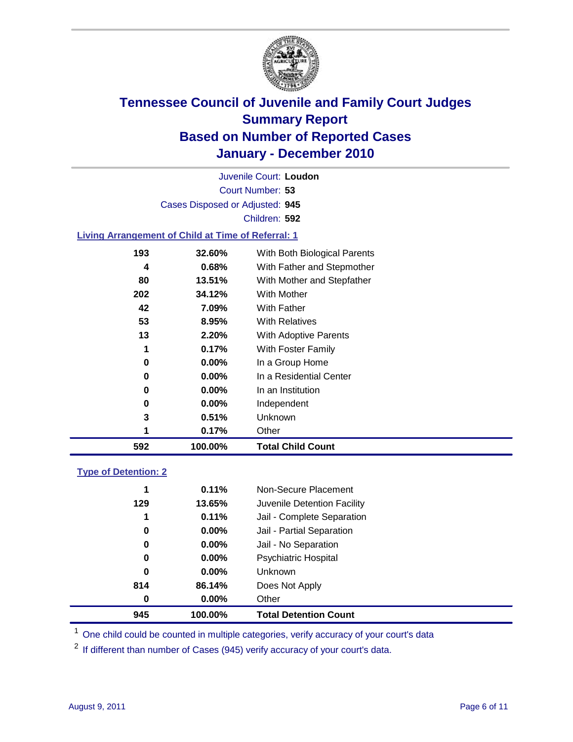# Tennessee Council of Juvenile and Family Court Judges
## Summary Report
## Based on Number of Reported Cases
## January - December 2010

Juvenile Court: **Loudon**

Court Number: **53**

Cases Disposed or Adjusted: **945**

Children: **592**

### Living Arrangement of Child at Time of Referral: 1

| Count | Percent | Living Arrangement |
|---|---|---|
| 193 | 32.60% | With Both Biological Parents |
| 4 | 0.68% | With Father and Stepmother |
| 80 | 13.51% | With Mother and Stepfather |
| 202 | 34.12% | With Mother |
| 42 | 7.09% | With Father |
| 53 | 8.95% | With Relatives |
| 13 | 2.20% | With Adoptive Parents |
| 1 | 0.17% | With Foster Family |
| 0 | 0.00% | In a Group Home |
| 0 | 0.00% | In a Residential Center |
| 0 | 0.00% | In an Institution |
| 0 | 0.00% | Independent |
| 3 | 0.51% | Unknown |
| 1 | 0.17% | Other |
| **592** | **100.00%** | **Total Child Count** |

### Type of Detention: 2

| Count | Percent | Type of Detention |
|---|---|---|
| 1 | 0.11% | Non-Secure Placement |
| 129 | 13.65% | Juvenile Detention Facility |
| 1 | 0.11% | Jail - Complete Separation |
| 0 | 0.00% | Jail - Partial Separation |
| 0 | 0.00% | Jail - No Separation |
| 0 | 0.00% | Psychiatric Hospital |
| 0 | 0.00% | Unknown |
| 814 | 86.14% | Does Not Apply |
| 0 | 0.00% | Other |
| **945** | **100.00%** | **Total Detention Count** |

[1] One child could be counted in multiple categories, verify accuracy of your court's data

[2] If different than number of Cases (945) verify accuracy of your court's data.

August 9, 2011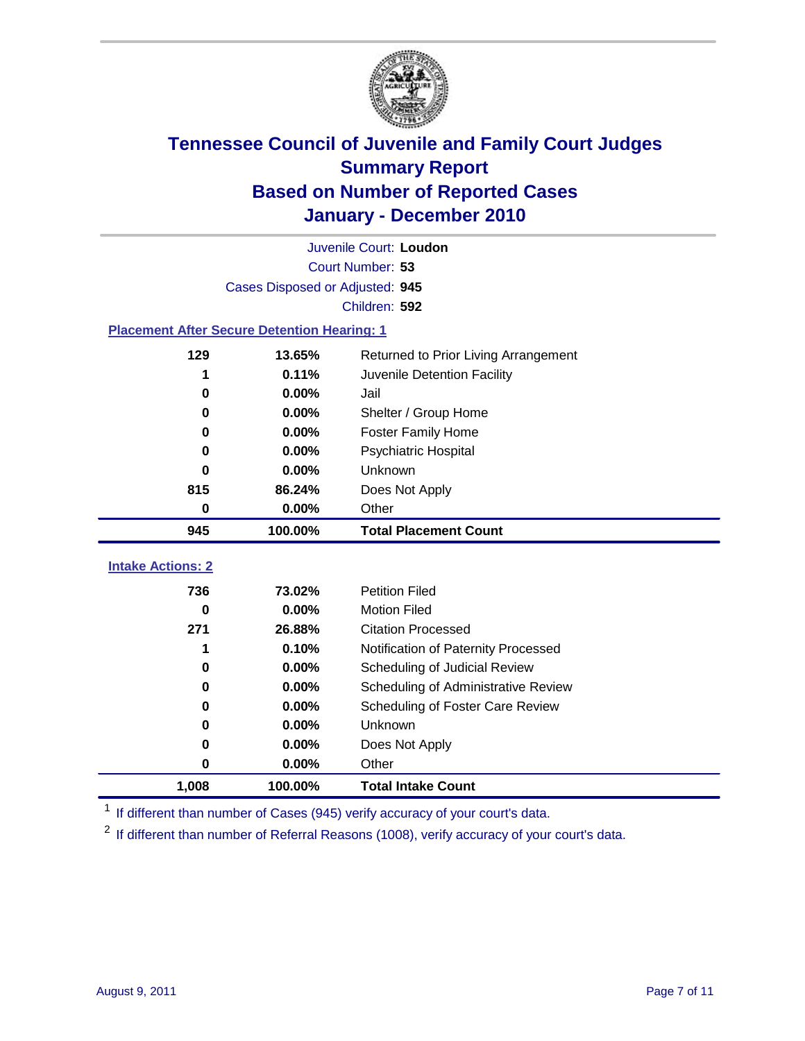# Tennessee Council of Juvenile and Family Court Judges
## Summary Report
## Based on Number of Reported Cases
## January - December 2010

Juvenile Court: **Loudon**
Court Number: **53**
Cases Disposed or Adjusted: **945**
Children: **592**

### Placement After Secure Detention Hearing: 1

| Count | Percent | Placement |
|---|---|---|
| 129 | 13.65% | Returned to Prior Living Arrangement |
| 1 | 0.11% | Juvenile Detention Facility |
| 0 | 0.00% | Jail |
| 0 | 0.00% | Shelter / Group Home |
| 0 | 0.00% | Foster Family Home |
| 0 | 0.00% | Psychiatric Hospital |
| 0 | 0.00% | Unknown |
| 815 | 86.24% | Does Not Apply |
| 0 | 0.00% | Other |
| **945** | **100.00%** | **Total Placement Count** |

### Intake Actions: 2

| Count | Percent | Intake Action |
|---|---|---|
| 736 | 73.02% | Petition Filed |
| 0 | 0.00% | Motion Filed |
| 271 | 26.88% | Citation Processed |
| 1 | 0.10% | Notification of Paternity Processed |
| 0 | 0.00% | Scheduling of Judicial Review |
| 0 | 0.00% | Scheduling of Administrative Review |
| 0 | 0.00% | Scheduling of Foster Care Review |
| 0 | 0.00% | Unknown |
| 0 | 0.00% | Does Not Apply |
| 0 | 0.00% | Other |
| **1,008** | **100.00%** | **Total Intake Count** |

[1] If different than number of Cases (945) verify accuracy of your court's data.

[2] If different than number of Referral Reasons (1008), verify accuracy of your court's data.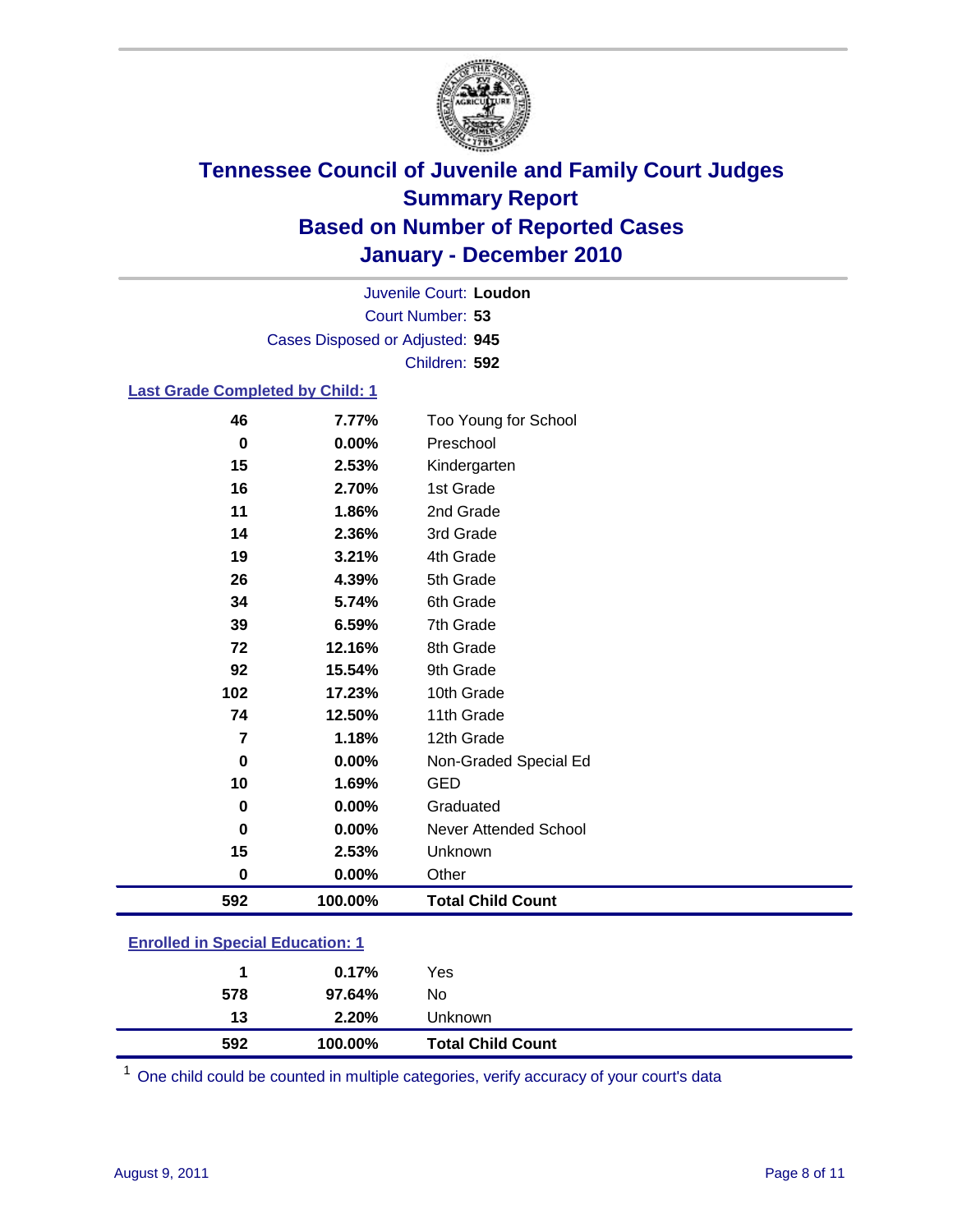# Tennessee Council of Juvenile and Family Court Judges
## Summary Report
## Based on Number of Reported Cases
## January - December 2010

Juvenile Court: **Loudon**
Court Number: **53**
Cases Disposed or Adjusted: **945**
Children: **592**

### Last Grade Completed by Child: 1

| Count | Percent | Category |
|---|---|---|
| 46 | 7.77% | Too Young for School |
| 0 | 0.00% | Preschool |
| 15 | 2.53% | Kindergarten |
| 16 | 2.70% | 1st Grade |
| 11 | 1.86% | 2nd Grade |
| 14 | 2.36% | 3rd Grade |
| 19 | 3.21% | 4th Grade |
| 26 | 4.39% | 5th Grade |
| 34 | 5.74% | 6th Grade |
| 39 | 6.59% | 7th Grade |
| 72 | 12.16% | 8th Grade |
| 92 | 15.54% | 9th Grade |
| 102 | 17.23% | 10th Grade |
| 74 | 12.50% | 11th Grade |
| 7 | 1.18% | 12th Grade |
| 0 | 0.00% | Non-Graded Special Ed |
| 10 | 1.69% | GED |
| 0 | 0.00% | Graduated |
| 0 | 0.00% | Never Attended School |
| 15 | 2.53% | Unknown |
| 0 | 0.00% | Other |
| **592** | **100.00%** | **Total Child Count** |

### Enrolled in Special Education: 1

| Count | Percent | Category |
|---|---|---|
| 1 | 0.17% | Yes |
| 578 | 97.64% | No |
| 13 | 2.20% | Unknown |
| **592** | **100.00%** | **Total Child Count** |

[1] One child could be counted in multiple categories, verify accuracy of your court's data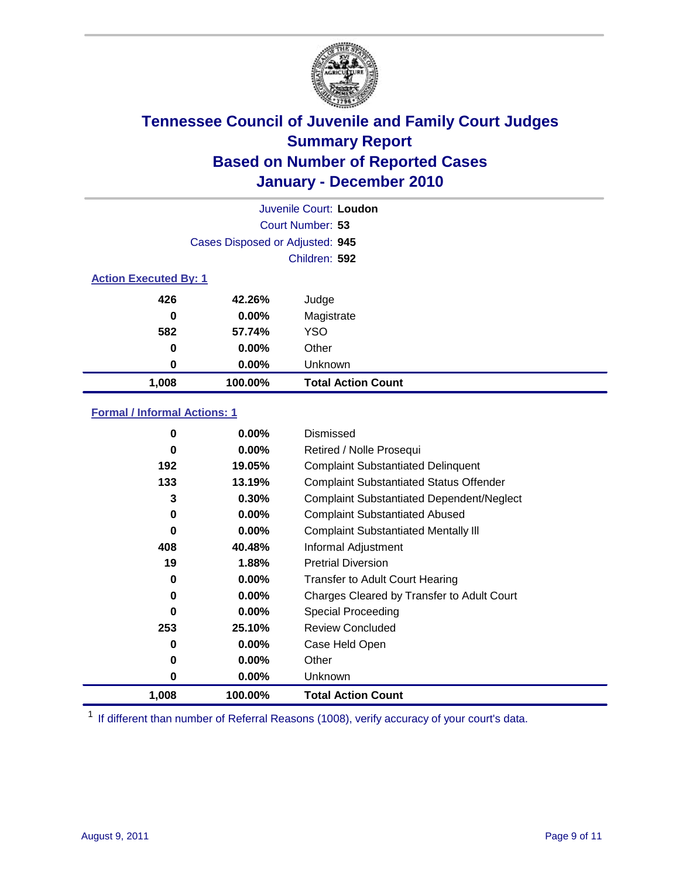# Tennessee Council of Juvenile and Family Court Judges
## Summary Report
## Based on Number of Reported Cases
## January - December 2010

Juvenile Court: **Loudon**
Court Number: **53**
Cases Disposed or Adjusted: **945**
Children: **592**

### Action Executed By: 1

| | | |
|---|---|---|
| 426 | 42.26% | Judge |
| 0 | 0.00% | Magistrate |
| 582 | 57.74% | YSO |
| 0 | 0.00% | Other |
| 0 | 0.00% | Unknown |
| **1,008** | **100.00%** | **Total Action Count** |

### Formal / Informal Actions: 1

| | | |
|---|---|---|
| 0 | 0.00% | Dismissed |
| 0 | 0.00% | Retired / Nolle Prosequi |
| 192 | 19.05% | Complaint Substantiated Delinquent |
| 133 | 13.19% | Complaint Substantiated Status Offender |
| 3 | 0.30% | Complaint Substantiated Dependent/Neglect |
| 0 | 0.00% | Complaint Substantiated Abused |
| 0 | 0.00% | Complaint Substantiated Mentally Ill |
| 408 | 40.48% | Informal Adjustment |
| 19 | 1.88% | Pretrial Diversion |
| 0 | 0.00% | Transfer to Adult Court Hearing |
| 0 | 0.00% | Charges Cleared by Transfer to Adult Court |
| 0 | 0.00% | Special Proceeding |
| 253 | 25.10% | Review Concluded |
| 0 | 0.00% | Case Held Open |
| 0 | 0.00% | Other |
| 0 | 0.00% | Unknown |
| **1,008** | **100.00%** | **Total Action Count** |

[1] If different than number of Referral Reasons (1008), verify accuracy of your court's data.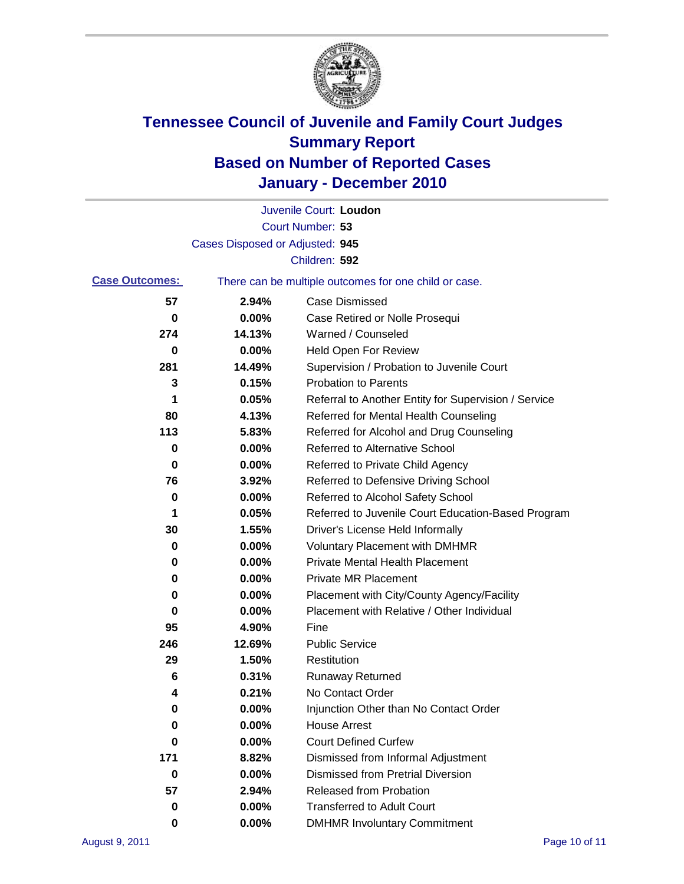# Tennessee Council of Juvenile and Family Court Judges
## Summary Report
## Based on Number of Reported Cases
## January - December 2010

Juvenile Court: **Loudon**
Court Number: **53**
Cases Disposed or Adjusted: **945**
Children: **592**

**Case Outcomes:** There can be multiple outcomes for one child or case.

| Count | Percent | Outcome |
|---|---|---|
| 57 | 2.94% | Case Dismissed |
| 0 | 0.00% | Case Retired or Nolle Prosequi |
| 274 | 14.13% | Warned / Counseled |
| 0 | 0.00% | Held Open For Review |
| 281 | 14.49% | Supervision / Probation to Juvenile Court |
| 3 | 0.15% | Probation to Parents |
| 1 | 0.05% | Referral to Another Entity for Supervision / Service |
| 80 | 4.13% | Referred for Mental Health Counseling |
| 113 | 5.83% | Referred for Alcohol and Drug Counseling |
| 0 | 0.00% | Referred to Alternative School |
| 0 | 0.00% | Referred to Private Child Agency |
| 76 | 3.92% | Referred to Defensive Driving School |
| 0 | 0.00% | Referred to Alcohol Safety School |
| 1 | 0.05% | Referred to Juvenile Court Education-Based Program |
| 30 | 1.55% | Driver's License Held Informally |
| 0 | 0.00% | Voluntary Placement with DMHMR |
| 0 | 0.00% | Private Mental Health Placement |
| 0 | 0.00% | Private MR Placement |
| 0 | 0.00% | Placement with City/County Agency/Facility |
| 0 | 0.00% | Placement with Relative / Other Individual |
| 95 | 4.90% | Fine |
| 246 | 12.69% | Public Service |
| 29 | 1.50% | Restitution |
| 6 | 0.31% | Runaway Returned |
| 4 | 0.21% | No Contact Order |
| 0 | 0.00% | Injunction Other than No Contact Order |
| 0 | 0.00% | House Arrest |
| 0 | 0.00% | Court Defined Curfew |
| 171 | 8.82% | Dismissed from Informal Adjustment |
| 0 | 0.00% | Dismissed from Pretrial Diversion |
| 57 | 2.94% | Released from Probation |
| 0 | 0.00% | Transferred to Adult Court |
| 0 | 0.00% | DMHMR Involuntary Commitment |

August 9, 2011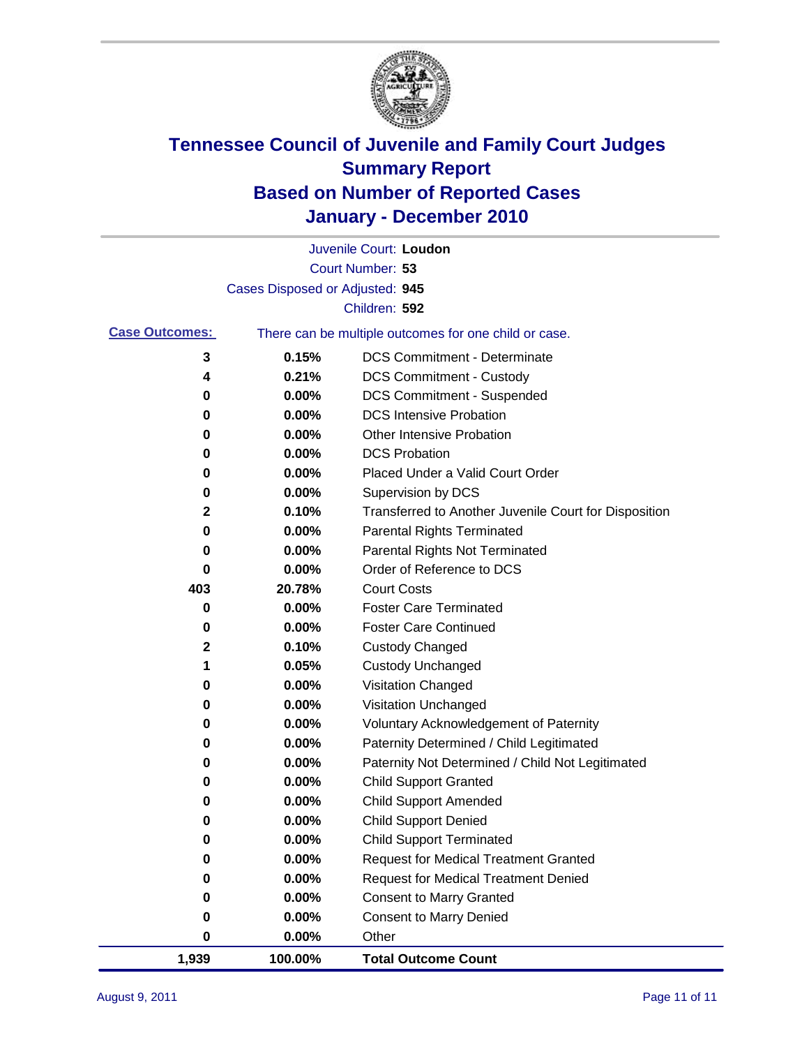# Tennessee Council of Juvenile and Family Court Judges
# Summary Report
# Based on Number of Reported Cases
# January - December 2010

Juvenile Court: **Loudon**

Court Number: **53**

Cases Disposed or Adjusted: **945**

Children: **592**

**Case Outcomes:** There can be multiple outcomes for one child or case.

| | | |
|---|---|---|
| 3 | 0.15% | DCS Commitment - Determinate |
| 4 | 0.21% | DCS Commitment - Custody |
| 0 | 0.00% | DCS Commitment - Suspended |
| 0 | 0.00% | DCS Intensive Probation |
| 0 | 0.00% | Other Intensive Probation |
| 0 | 0.00% | DCS Probation |
| 0 | 0.00% | Placed Under a Valid Court Order |
| 0 | 0.00% | Supervision by DCS |
| 2 | 0.10% | Transferred to Another Juvenile Court for Disposition |
| 0 | 0.00% | Parental Rights Terminated |
| 0 | 0.00% | Parental Rights Not Terminated |
| 0 | 0.00% | Order of Reference to DCS |
| 403 | 20.78% | Court Costs |
| 0 | 0.00% | Foster Care Terminated |
| 0 | 0.00% | Foster Care Continued |
| 2 | 0.10% | Custody Changed |
| 1 | 0.05% | Custody Unchanged |
| 0 | 0.00% | Visitation Changed |
| 0 | 0.00% | Visitation Unchanged |
| 0 | 0.00% | Voluntary Acknowledgement of Paternity |
| 0 | 0.00% | Paternity Determined / Child Legitimated |
| 0 | 0.00% | Paternity Not Determined / Child Not Legitimated |
| 0 | 0.00% | Child Support Granted |
| 0 | 0.00% | Child Support Amended |
| 0 | 0.00% | Child Support Denied |
| 0 | 0.00% | Child Support Terminated |
| 0 | 0.00% | Request for Medical Treatment Granted |
| 0 | 0.00% | Request for Medical Treatment Denied |
| 0 | 0.00% | Consent to Marry Granted |
| 0 | 0.00% | Consent to Marry Denied |
| 0 | 0.00% | Other |
| **1,939** | **100.00%** | **Total Outcome Count** |